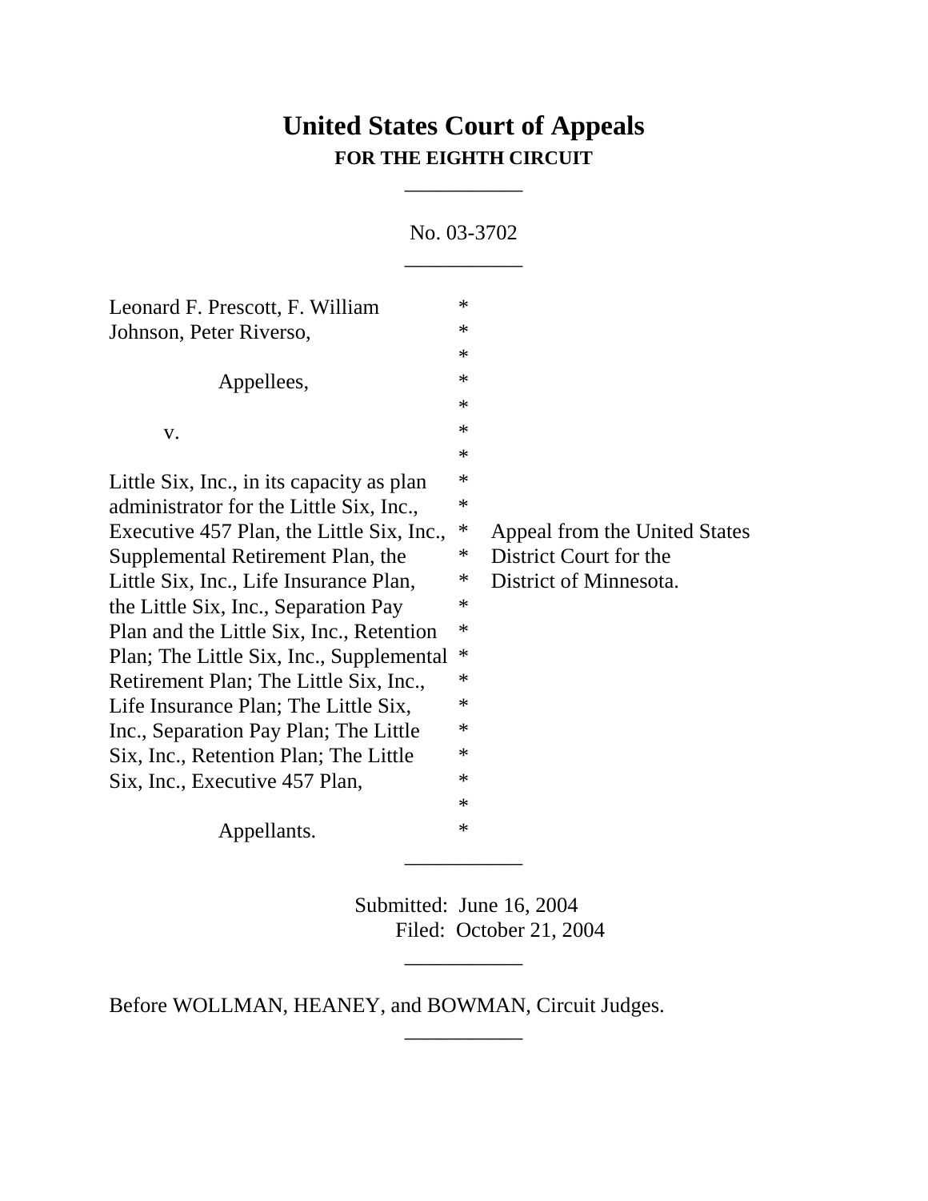# United States Court of Appeals

**FOR THE EIGHTH CIRCUIT**

___________

No. 03-3702

___________

Leonard F. Prescott, F. William Johnson, Peter Riverso,

Appellees,

v.

Little Six, Inc., in its capacity as plan administrator for the Little Six, Inc., Executive 457 Plan, the Little Six, Inc., Supplemental Retirement Plan, the Little Six, Inc., Life Insurance Plan, the Little Six, Inc., Separation Pay Plan and the Little Six, Inc., Retention Plan; The Little Six, Inc., Supplemental Retirement Plan; The Little Six, Inc., Life Insurance Plan; The Little Six, Inc., Separation Pay Plan; The Little Six, Inc., Retention Plan; The Little Six, Inc., Executive 457 Plan,

Appellants.

Appeal from the United States District Court for the District of Minnesota.

___________

Submitted: June 16, 2004
Filed: October 21, 2004

___________

Before WOLLMAN, HEANEY, and BOWMAN, Circuit Judges.

___________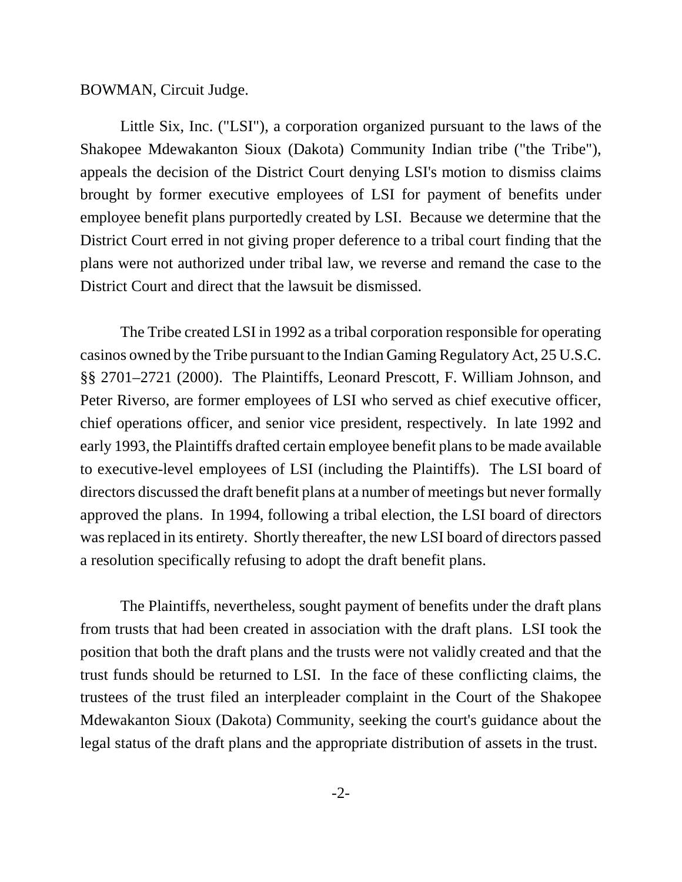BOWMAN, Circuit Judge.

Little Six, Inc. ("LSI"), a corporation organized pursuant to the laws of the Shakopee Mdewakanton Sioux (Dakota) Community Indian tribe ("the Tribe"), appeals the decision of the District Court denying LSI's motion to dismiss claims brought by former executive employees of LSI for payment of benefits under employee benefit plans purportedly created by LSI. Because we determine that the District Court erred in not giving proper deference to a tribal court finding that the plans were not authorized under tribal law, we reverse and remand the case to the District Court and direct that the lawsuit be dismissed.

The Tribe created LSI in 1992 as a tribal corporation responsible for operating casinos owned by the Tribe pursuant to the Indian Gaming Regulatory Act, 25 U.S.C. §§ 2701–2721 (2000). The Plaintiffs, Leonard Prescott, F. William Johnson, and Peter Riverso, are former employees of LSI who served as chief executive officer, chief operations officer, and senior vice president, respectively. In late 1992 and early 1993, the Plaintiffs drafted certain employee benefit plans to be made available to executive-level employees of LSI (including the Plaintiffs). The LSI board of directors discussed the draft benefit plans at a number of meetings but never formally approved the plans. In 1994, following a tribal election, the LSI board of directors was replaced in its entirety. Shortly thereafter, the new LSI board of directors passed a resolution specifically refusing to adopt the draft benefit plans.

The Plaintiffs, nevertheless, sought payment of benefits under the draft plans from trusts that had been created in association with the draft plans. LSI took the position that both the draft plans and the trusts were not validly created and that the trust funds should be returned to LSI. In the face of these conflicting claims, the trustees of the trust filed an interpleader complaint in the Court of the Shakopee Mdewakanton Sioux (Dakota) Community, seeking the court's guidance about the legal status of the draft plans and the appropriate distribution of assets in the trust.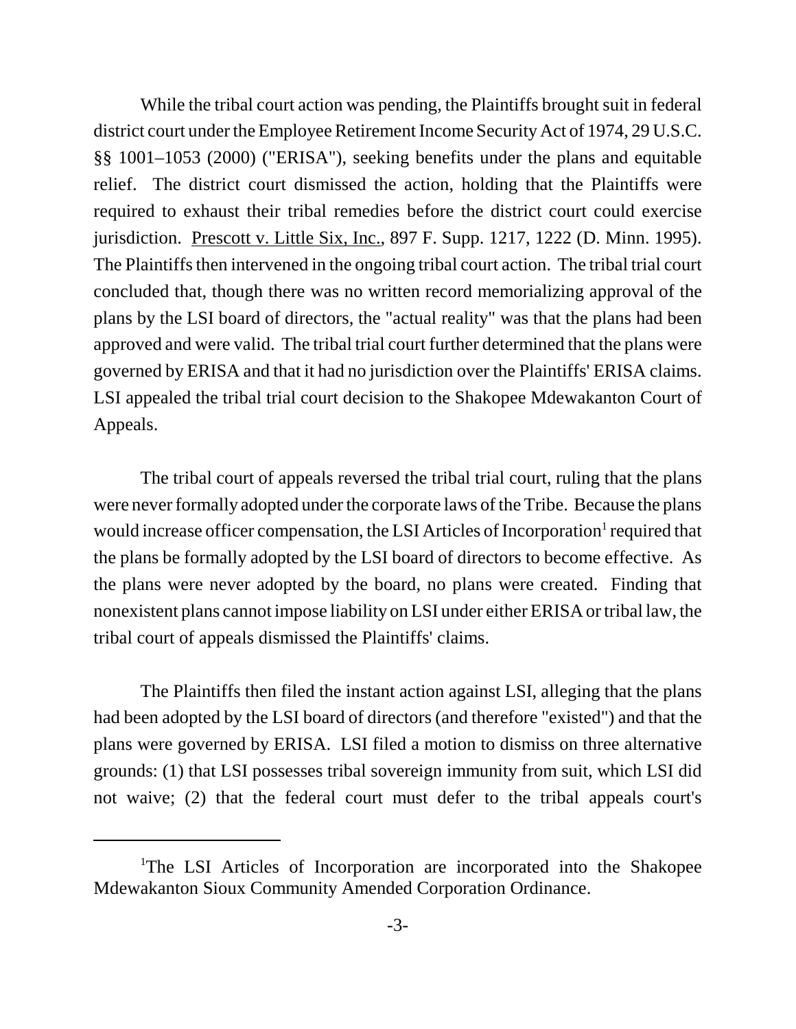While the tribal court action was pending, the Plaintiffs brought suit in federal district court under the Employee Retirement Income Security Act of 1974, 29 U.S.C. §§ 1001–1053 (2000) ("ERISA"), seeking benefits under the plans and equitable relief. The district court dismissed the action, holding that the Plaintiffs were required to exhaust their tribal remedies before the district court could exercise jurisdiction. Prescott v. Little Six, Inc., 897 F. Supp. 1217, 1222 (D. Minn. 1995). The Plaintiffs then intervened in the ongoing tribal court action. The tribal trial court concluded that, though there was no written record memorializing approval of the plans by the LSI board of directors, the "actual reality" was that the plans had been approved and were valid. The tribal trial court further determined that the plans were governed by ERISA and that it had no jurisdiction over the Plaintiffs' ERISA claims. LSI appealed the tribal trial court decision to the Shakopee Mdewakanton Court of Appeals.

The tribal court of appeals reversed the tribal trial court, ruling that the plans were never formally adopted under the corporate laws of the Tribe. Because the plans would increase officer compensation, the LSI Articles of Incorporation[1] required that the plans be formally adopted by the LSI board of directors to become effective. As the plans were never adopted by the board, no plans were created. Finding that nonexistent plans cannot impose liability on LSI under either ERISA or tribal law, the tribal court of appeals dismissed the Plaintiffs' claims.

The Plaintiffs then filed the instant action against LSI, alleging that the plans had been adopted by the LSI board of directors (and therefore "existed") and that the plans were governed by ERISA. LSI filed a motion to dismiss on three alternative grounds: (1) that LSI possesses tribal sovereign immunity from suit, which LSI did not waive; (2) that the federal court must defer to the tribal appeals court's

---

[1]The LSI Articles of Incorporation are incorporated into the Shakopee Mdewakanton Sioux Community Amended Corporation Ordinance.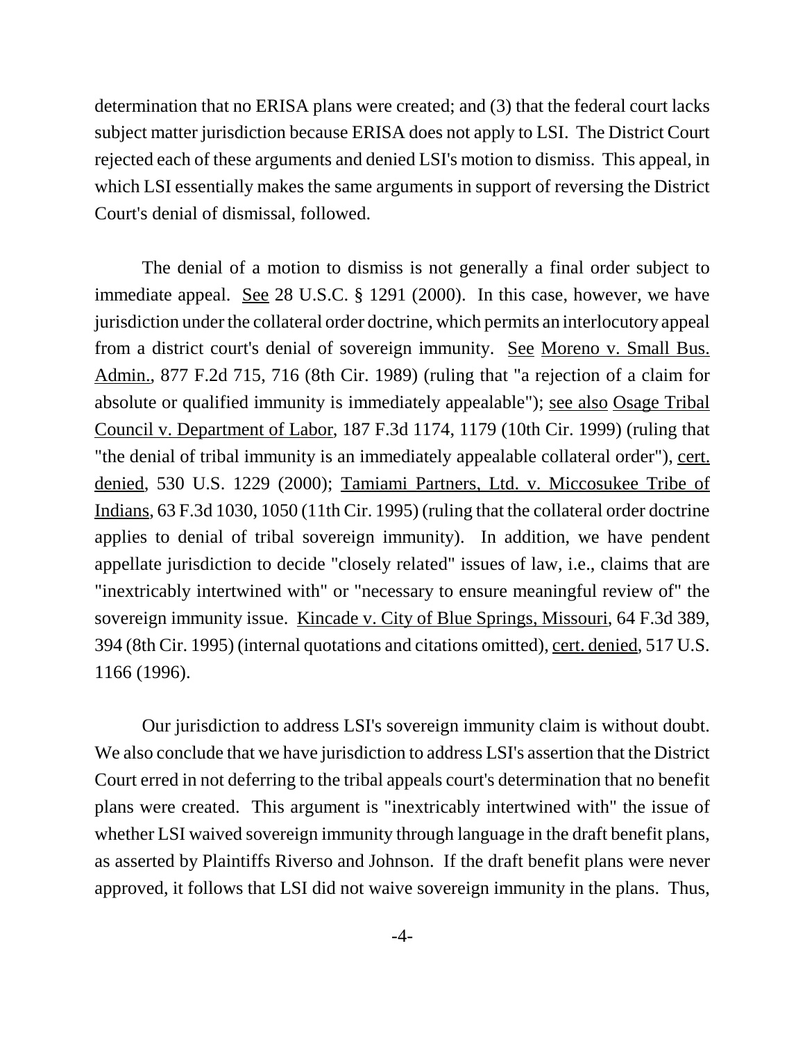determination that no ERISA plans were created; and (3) that the federal court lacks subject matter jurisdiction because ERISA does not apply to LSI. The District Court rejected each of these arguments and denied LSI's motion to dismiss. This appeal, in which LSI essentially makes the same arguments in support of reversing the District Court's denial of dismissal, followed.

The denial of a motion to dismiss is not generally a final order subject to immediate appeal. See 28 U.S.C. § 1291 (2000). In this case, however, we have jurisdiction under the collateral order doctrine, which permits an interlocutory appeal from a district court's denial of sovereign immunity. See Moreno v. Small Bus. Admin., 877 F.2d 715, 716 (8th Cir. 1989) (ruling that "a rejection of a claim for absolute or qualified immunity is immediately appealable"); see also Osage Tribal Council v. Department of Labor, 187 F.3d 1174, 1179 (10th Cir. 1999) (ruling that "the denial of tribal immunity is an immediately appealable collateral order"), cert. denied, 530 U.S. 1229 (2000); Tamiami Partners, Ltd. v. Miccosukee Tribe of Indians, 63 F.3d 1030, 1050 (11th Cir. 1995) (ruling that the collateral order doctrine applies to denial of tribal sovereign immunity). In addition, we have pendent appellate jurisdiction to decide "closely related" issues of law, i.e., claims that are "inextricably intertwined with" or "necessary to ensure meaningful review of" the sovereign immunity issue. Kincade v. City of Blue Springs, Missouri, 64 F.3d 389, 394 (8th Cir. 1995) (internal quotations and citations omitted), cert. denied, 517 U.S. 1166 (1996).

Our jurisdiction to address LSI's sovereign immunity claim is without doubt. We also conclude that we have jurisdiction to address LSI's assertion that the District Court erred in not deferring to the tribal appeals court's determination that no benefit plans were created. This argument is "inextricably intertwined with" the issue of whether LSI waived sovereign immunity through language in the draft benefit plans, as asserted by Plaintiffs Riverso and Johnson. If the draft benefit plans were never approved, it follows that LSI did not waive sovereign immunity in the plans. Thus,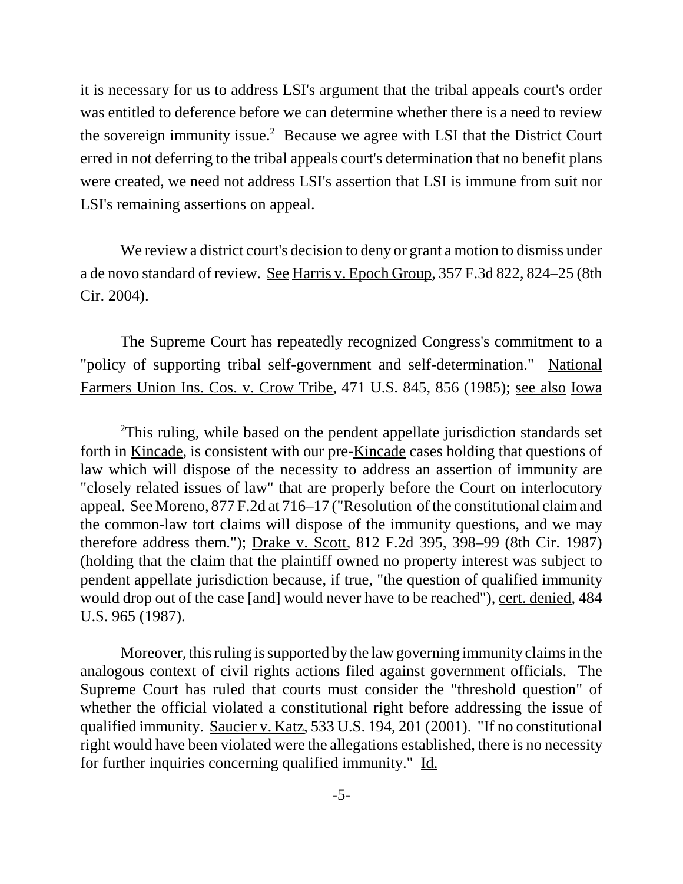it is necessary for us to address LSI's argument that the tribal appeals court's order was entitled to deference before we can determine whether there is a need to review the sovereign immunity issue.[2] Because we agree with LSI that the District Court erred in not deferring to the tribal appeals court's determination that no benefit plans were created, we need not address LSI's assertion that LSI is immune from suit nor LSI's remaining assertions on appeal.

We review a district court's decision to deny or grant a motion to dismiss under a de novo standard of review. See Harris v. Epoch Group, 357 F.3d 822, 824–25 (8th Cir. 2004).

The Supreme Court has repeatedly recognized Congress's commitment to a "policy of supporting tribal self-government and self-determination." National Farmers Union Ins. Cos. v. Crow Tribe, 471 U.S. 845, 856 (1985); see also Iowa

---

[2]This ruling, while based on the pendent appellate jurisdiction standards set forth in Kincade, is consistent with our pre-Kincade cases holding that questions of law which will dispose of the necessity to address an assertion of immunity are "closely related issues of law" that are properly before the Court on interlocutory appeal. See Moreno, 877 F.2d at 716–17 ("Resolution of the constitutional claim and the common-law tort claims will dispose of the immunity questions, and we may therefore address them."); Drake v. Scott, 812 F.2d 395, 398–99 (8th Cir. 1987) (holding that the claim that the plaintiff owned no property interest was subject to pendent appellate jurisdiction because, if true, "the question of qualified immunity would drop out of the case [and] would never have to be reached"), cert. denied, 484 U.S. 965 (1987).

Moreover, this ruling is supported by the law governing immunity claims in the analogous context of civil rights actions filed against government officials. The Supreme Court has ruled that courts must consider the "threshold question" of whether the official violated a constitutional right before addressing the issue of qualified immunity. Saucier v. Katz, 533 U.S. 194, 201 (2001). "If no constitutional right would have been violated were the allegations established, there is no necessity for further inquiries concerning qualified immunity." Id.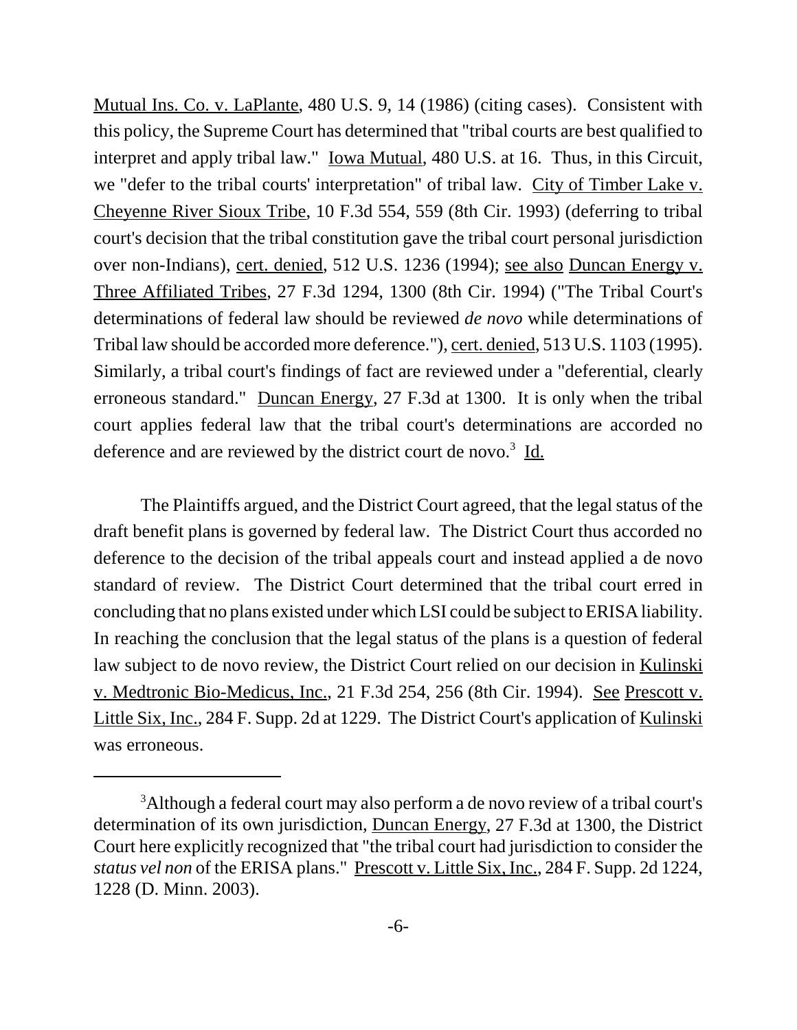Mutual Ins. Co. v. LaPlante, 480 U.S. 9, 14 (1986) (citing cases). Consistent with this policy, the Supreme Court has determined that "tribal courts are best qualified to interpret and apply tribal law." Iowa Mutual, 480 U.S. at 16. Thus, in this Circuit, we "defer to the tribal courts' interpretation" of tribal law. City of Timber Lake v. Cheyenne River Sioux Tribe, 10 F.3d 554, 559 (8th Cir. 1993) (deferring to tribal court's decision that the tribal constitution gave the tribal court personal jurisdiction over non-Indians), cert. denied, 512 U.S. 1236 (1994); see also Duncan Energy v. Three Affiliated Tribes, 27 F.3d 1294, 1300 (8th Cir. 1994) ("The Tribal Court's determinations of federal law should be reviewed *de novo* while determinations of Tribal law should be accorded more deference."), cert. denied, 513 U.S. 1103 (1995). Similarly, a tribal court's findings of fact are reviewed under a "deferential, clearly erroneous standard." Duncan Energy, 27 F.3d at 1300. It is only when the tribal court applies federal law that the tribal court's determinations are accorded no deference and are reviewed by the district court de novo.[3] Id.

The Plaintiffs argued, and the District Court agreed, that the legal status of the draft benefit plans is governed by federal law. The District Court thus accorded no deference to the decision of the tribal appeals court and instead applied a de novo standard of review. The District Court determined that the tribal court erred in concluding that no plans existed under which LSI could be subject to ERISA liability. In reaching the conclusion that the legal status of the plans is a question of federal law subject to de novo review, the District Court relied on our decision in Kulinski v. Medtronic Bio-Medicus, Inc., 21 F.3d 254, 256 (8th Cir. 1994). See Prescott v. Little Six, Inc., 284 F. Supp. 2d at 1229. The District Court's application of Kulinski was erroneous.

---

[3] Although a federal court may also perform a de novo review of a tribal court's determination of its own jurisdiction, Duncan Energy, 27 F.3d at 1300, the District Court here explicitly recognized that "the tribal court had jurisdiction to consider the *status vel non* of the ERISA plans." Prescott v. Little Six, Inc., 284 F. Supp. 2d 1224, 1228 (D. Minn. 2003).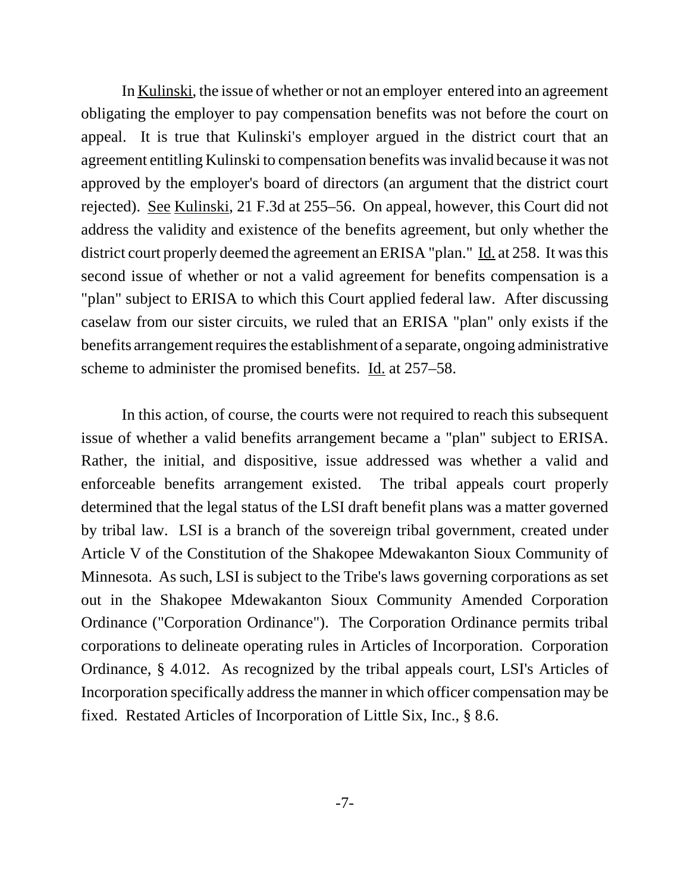In Kulinski, the issue of whether or not an employer entered into an agreement obligating the employer to pay compensation benefits was not before the court on appeal. It is true that Kulinski's employer argued in the district court that an agreement entitling Kulinski to compensation benefits was invalid because it was not approved by the employer's board of directors (an argument that the district court rejected). See Kulinski, 21 F.3d at 255–56. On appeal, however, this Court did not address the validity and existence of the benefits agreement, but only whether the district court properly deemed the agreement an ERISA "plan." Id. at 258. It was this second issue of whether or not a valid agreement for benefits compensation is a "plan" subject to ERISA to which this Court applied federal law. After discussing caselaw from our sister circuits, we ruled that an ERISA "plan" only exists if the benefits arrangement requires the establishment of a separate, ongoing administrative scheme to administer the promised benefits. Id. at 257–58.

In this action, of course, the courts were not required to reach this subsequent issue of whether a valid benefits arrangement became a "plan" subject to ERISA. Rather, the initial, and dispositive, issue addressed was whether a valid and enforceable benefits arrangement existed. The tribal appeals court properly determined that the legal status of the LSI draft benefit plans was a matter governed by tribal law. LSI is a branch of the sovereign tribal government, created under Article V of the Constitution of the Shakopee Mdewakanton Sioux Community of Minnesota. As such, LSI is subject to the Tribe's laws governing corporations as set out in the Shakopee Mdewakanton Sioux Community Amended Corporation Ordinance ("Corporation Ordinance"). The Corporation Ordinance permits tribal corporations to delineate operating rules in Articles of Incorporation. Corporation Ordinance, § 4.012. As recognized by the tribal appeals court, LSI's Articles of Incorporation specifically address the manner in which officer compensation may be fixed. Restated Articles of Incorporation of Little Six, Inc., § 8.6.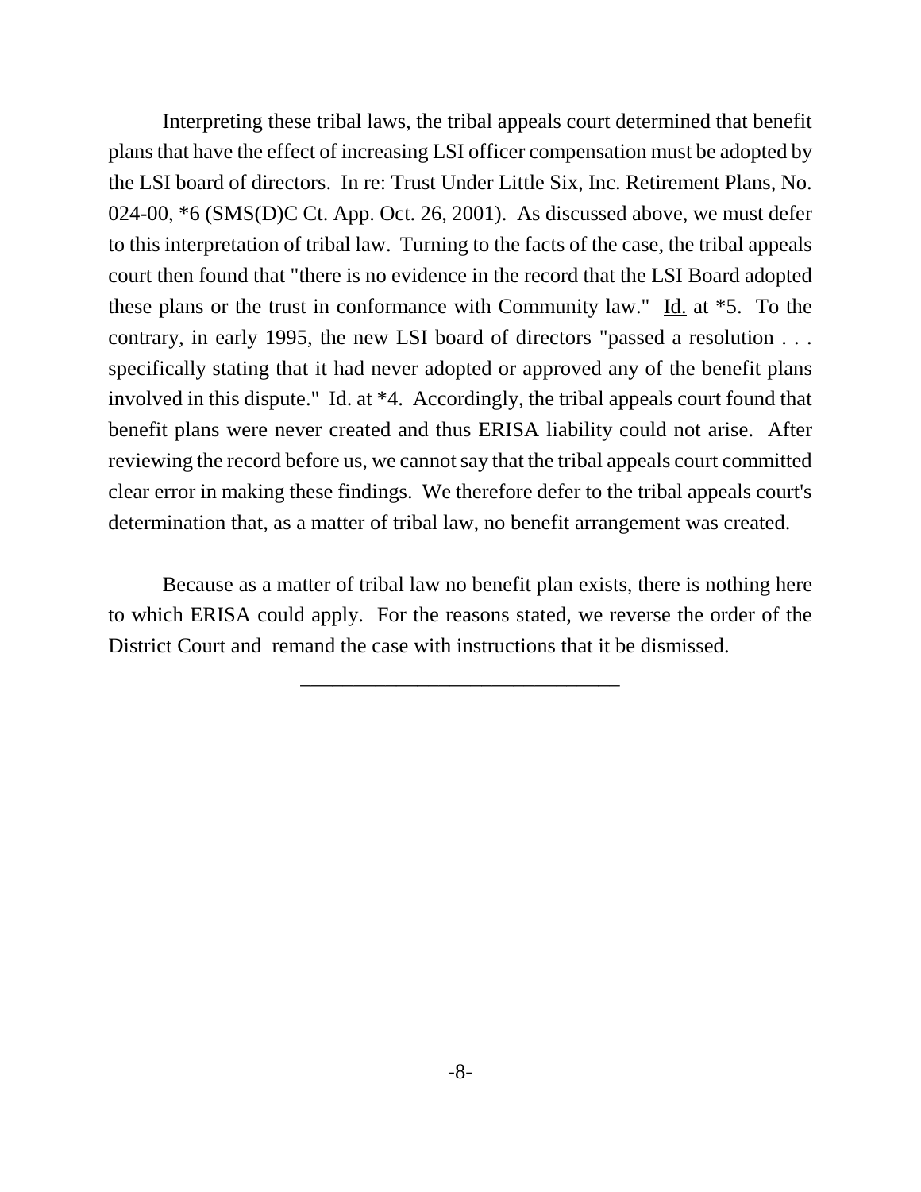Interpreting these tribal laws, the tribal appeals court determined that benefit plans that have the effect of increasing LSI officer compensation must be adopted by the LSI board of directors. In re: Trust Under Little Six, Inc. Retirement Plans, No. 024-00, *6 (SMS(D)C Ct. App. Oct. 26, 2001). As discussed above, we must defer to this interpretation of tribal law. Turning to the facts of the case, the tribal appeals court then found that "there is no evidence in the record that the LSI Board adopted these plans or the trust in conformance with Community law." Id. at *5. To the contrary, in early 1995, the new LSI board of directors "passed a resolution . . . specifically stating that it had never adopted or approved any of the benefit plans involved in this dispute." Id. at *4. Accordingly, the tribal appeals court found that benefit plans were never created and thus ERISA liability could not arise. After reviewing the record before us, we cannot say that the tribal appeals court committed clear error in making these findings. We therefore defer to the tribal appeals court's determination that, as a matter of tribal law, no benefit arrangement was created.

Because as a matter of tribal law no benefit plan exists, there is nothing here to which ERISA could apply. For the reasons stated, we reverse the order of the District Court and remand the case with instructions that it be dismissed.

______________________________